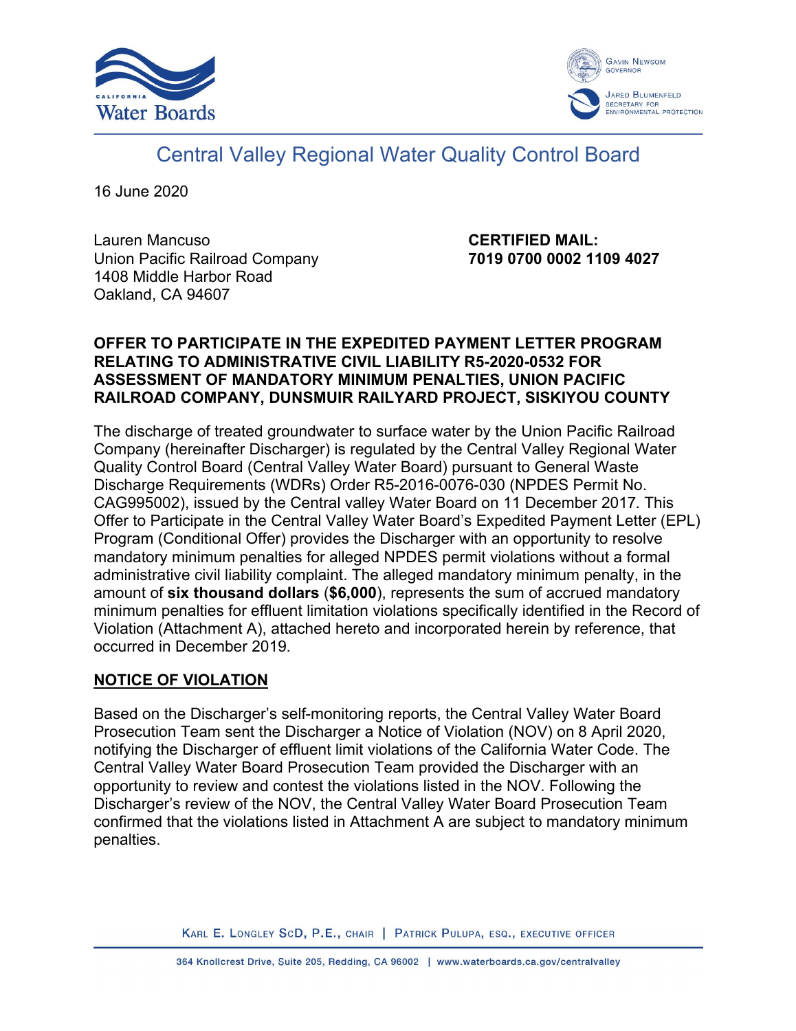Gavin Newsom
Governor

Jared Blumenfeld
Secretary for Environmental Protection

# Central Valley Regional Water Quality Control Board

16 June 2020

Lauren Mancuso
Union Pacific Railroad Company
1408 Middle Harbor Road
Oakland, CA 94607

**CERTIFIED MAIL:**
**7019 0700 0002 1109 4027**

**OFFER TO PARTICIPATE IN THE EXPEDITED PAYMENT LETTER PROGRAM RELATING TO ADMINISTRATIVE CIVIL LIABILITY R5-2020-0532 FOR ASSESSMENT OF MANDATORY MINIMUM PENALTIES, UNION PACIFIC RAILROAD COMPANY, DUNSMUIR RAILYARD PROJECT, SISKIYOU COUNTY**

The discharge of treated groundwater to surface water by the Union Pacific Railroad Company (hereinafter Discharger) is regulated by the Central Valley Regional Water Quality Control Board (Central Valley Water Board) pursuant to General Waste Discharge Requirements (WDRs) Order R5-2016-0076-030 (NPDES Permit No. CAG995002), issued by the Central valley Water Board on 11 December 2017. This Offer to Participate in the Central Valley Water Board's Expedited Payment Letter (EPL) Program (Conditional Offer) provides the Discharger with an opportunity to resolve mandatory minimum penalties for alleged NPDES permit violations without a formal administrative civil liability complaint. The alleged mandatory minimum penalty, in the amount of **six thousand dollars** (**$6,000**), represents the sum of accrued mandatory minimum penalties for effluent limitation violations specifically identified in the Record of Violation (Attachment A), attached hereto and incorporated herein by reference, that occurred in December 2019.

## NOTICE OF VIOLATION

Based on the Discharger's self-monitoring reports, the Central Valley Water Board Prosecution Team sent the Discharger a Notice of Violation (NOV) on 8 April 2020, notifying the Discharger of effluent limit violations of the California Water Code. The Central Valley Water Board Prosecution Team provided the Discharger with an opportunity to review and contest the violations listed in the NOV. Following the Discharger's review of the NOV, the Central Valley Water Board Prosecution Team confirmed that the violations listed in Attachment A are subject to mandatory minimum penalties.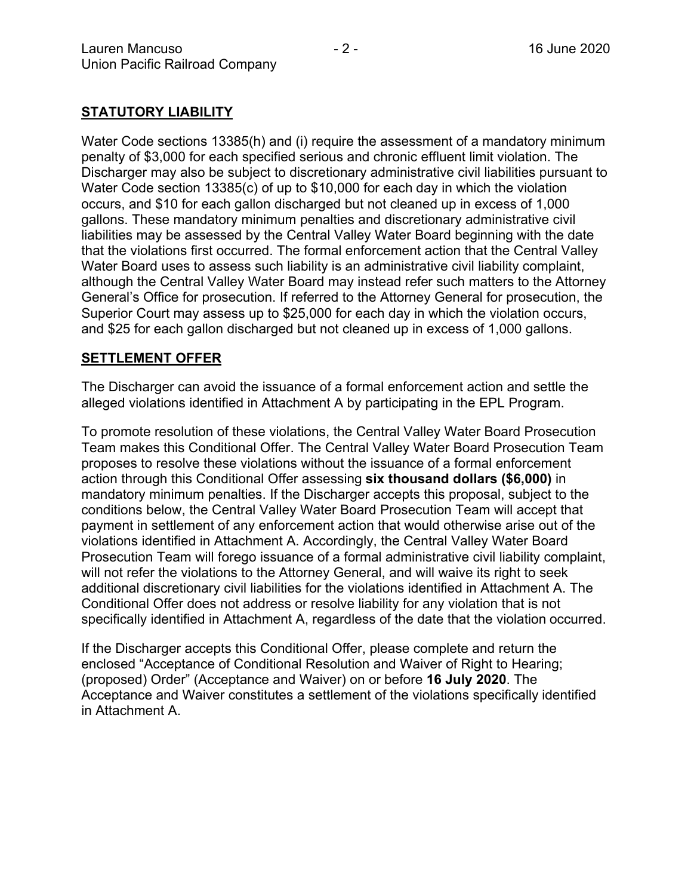## **STATUTORY LIABILITY**

Water Code sections 13385(h) and (i) require the assessment of a mandatory minimum penalty of $3,000 for each specified serious and chronic effluent limit violation. The Discharger may also be subject to discretionary administrative civil liabilities pursuant to Water Code section 13385(c) of up to $10,000 for each day in which the violation occurs, and $10 for each gallon discharged but not cleaned up in excess of 1,000 gallons. These mandatory minimum penalties and discretionary administrative civil liabilities may be assessed by the Central Valley Water Board beginning with the date that the violations first occurred. The formal enforcement action that the Central Valley Water Board uses to assess such liability is an administrative civil liability complaint, although the Central Valley Water Board may instead refer such matters to the Attorney General's Office for prosecution. If referred to the Attorney General for prosecution, the Superior Court may assess up to $25,000 for each day in which the violation occurs, and $25 for each gallon discharged but not cleaned up in excess of 1,000 gallons.

## **SETTLEMENT OFFER**

The Discharger can avoid the issuance of a formal enforcement action and settle the alleged violations identified in Attachment A by participating in the EPL Program.

To promote resolution of these violations, the Central Valley Water Board Prosecution Team makes this Conditional Offer. The Central Valley Water Board Prosecution Team proposes to resolve these violations without the issuance of a formal enforcement action through this Conditional Offer assessing **six thousand dollars ($6,000)** in mandatory minimum penalties. If the Discharger accepts this proposal, subject to the conditions below, the Central Valley Water Board Prosecution Team will accept that payment in settlement of any enforcement action that would otherwise arise out of the violations identified in Attachment A. Accordingly, the Central Valley Water Board Prosecution Team will forego issuance of a formal administrative civil liability complaint, will not refer the violations to the Attorney General, and will waive its right to seek additional discretionary civil liabilities for the violations identified in Attachment A. The Conditional Offer does not address or resolve liability for any violation that is not specifically identified in Attachment A, regardless of the date that the violation occurred.

If the Discharger accepts this Conditional Offer, please complete and return the enclosed "Acceptance of Conditional Resolution and Waiver of Right to Hearing; (proposed) Order" (Acceptance and Waiver) on or before **16 July 2020**. The Acceptance and Waiver constitutes a settlement of the violations specifically identified in Attachment A.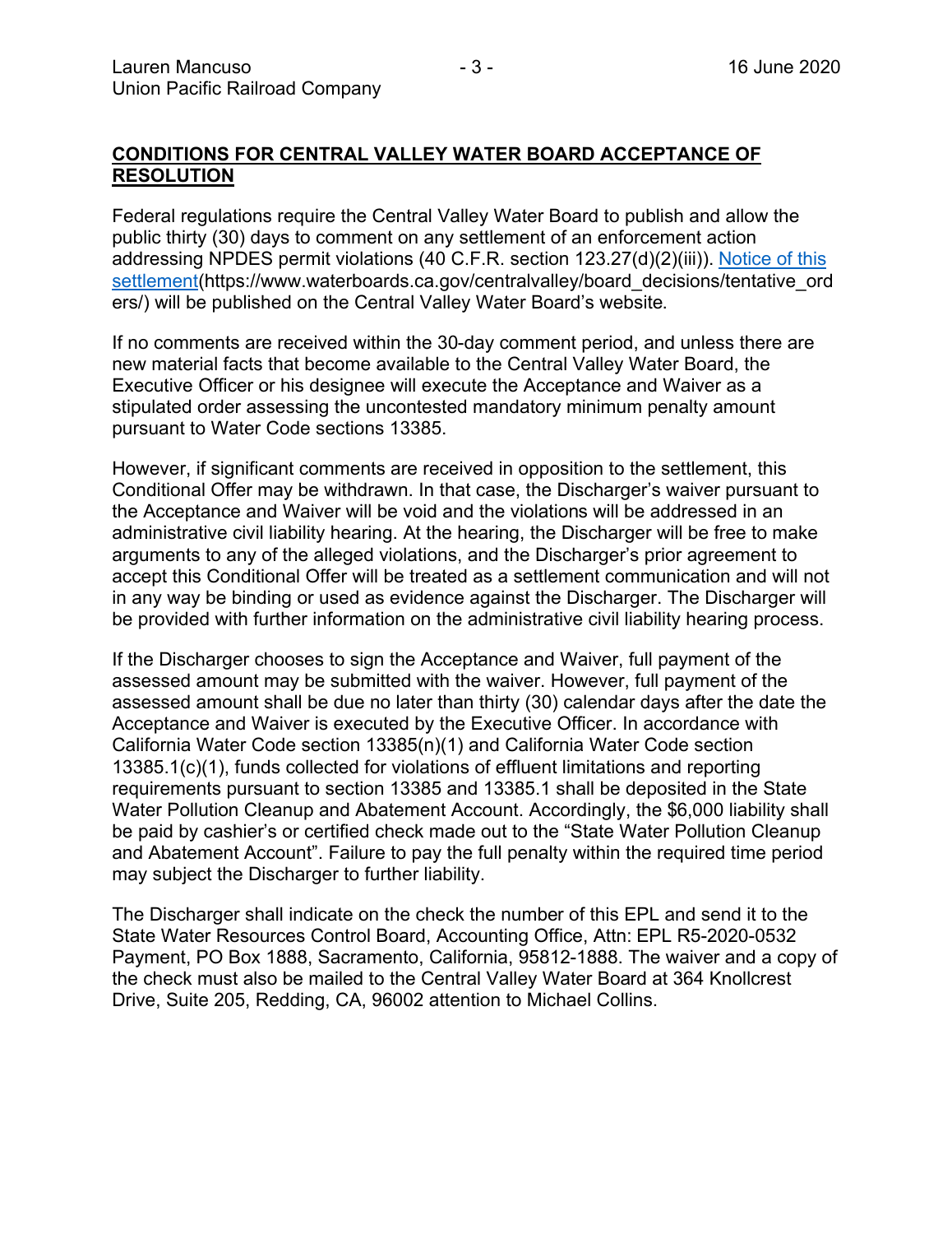**CONDITIONS FOR CENTRAL VALLEY WATER BOARD ACCEPTANCE OF RESOLUTION**

Federal regulations require the Central Valley Water Board to publish and allow the public thirty (30) days to comment on any settlement of an enforcement action addressing NPDES permit violations (40 C.F.R. section 123.27(d)(2)(iii)). Notice of this settlement(https://www.waterboards.ca.gov/centralvalley/board_decisions/tentative_orders/) will be published on the Central Valley Water Board's website.

If no comments are received within the 30-day comment period, and unless there are new material facts that become available to the Central Valley Water Board, the Executive Officer or his designee will execute the Acceptance and Waiver as a stipulated order assessing the uncontested mandatory minimum penalty amount pursuant to Water Code sections 13385.

However, if significant comments are received in opposition to the settlement, this Conditional Offer may be withdrawn. In that case, the Discharger's waiver pursuant to the Acceptance and Waiver will be void and the violations will be addressed in an administrative civil liability hearing. At the hearing, the Discharger will be free to make arguments to any of the alleged violations, and the Discharger's prior agreement to accept this Conditional Offer will be treated as a settlement communication and will not in any way be binding or used as evidence against the Discharger. The Discharger will be provided with further information on the administrative civil liability hearing process.

If the Discharger chooses to sign the Acceptance and Waiver, full payment of the assessed amount may be submitted with the waiver. However, full payment of the assessed amount shall be due no later than thirty (30) calendar days after the date the Acceptance and Waiver is executed by the Executive Officer. In accordance with California Water Code section 13385(n)(1) and California Water Code section 13385.1(c)(1), funds collected for violations of effluent limitations and reporting requirements pursuant to section 13385 and 13385.1 shall be deposited in the State Water Pollution Cleanup and Abatement Account. Accordingly, the $6,000 liability shall be paid by cashier's or certified check made out to the "State Water Pollution Cleanup and Abatement Account". Failure to pay the full penalty within the required time period may subject the Discharger to further liability.

The Discharger shall indicate on the check the number of this EPL and send it to the State Water Resources Control Board, Accounting Office, Attn: EPL R5-2020-0532 Payment, PO Box 1888, Sacramento, California, 95812-1888. The waiver and a copy of the check must also be mailed to the Central Valley Water Board at 364 Knollcrest Drive, Suite 205, Redding, CA, 96002 attention to Michael Collins.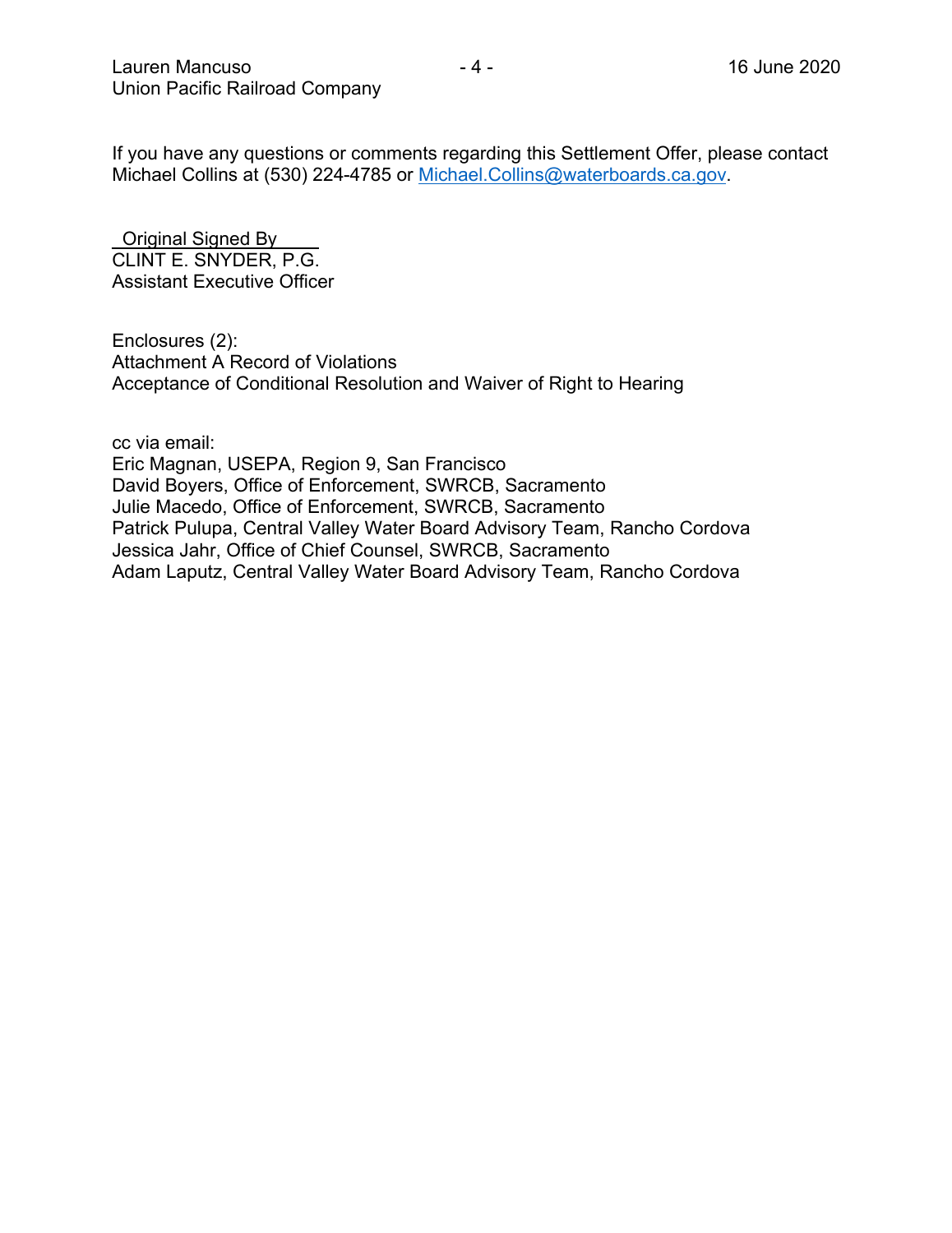If you have any questions or comments regarding this Settlement Offer, please contact Michael Collins at (530) 224-4785 or Michael.Collins@waterboards.ca.gov.

Original Signed By
CLINT E. SNYDER, P.G.
Assistant Executive Officer

Enclosures (2):
Attachment A Record of Violations
Acceptance of Conditional Resolution and Waiver of Right to Hearing

cc via email:
Eric Magnan, USEPA, Region 9, San Francisco
David Boyers, Office of Enforcement, SWRCB, Sacramento
Julie Macedo, Office of Enforcement, SWRCB, Sacramento
Patrick Pulupa, Central Valley Water Board Advisory Team, Rancho Cordova
Jessica Jahr, Office of Chief Counsel, SWRCB, Sacramento
Adam Laputz, Central Valley Water Board Advisory Team, Rancho Cordova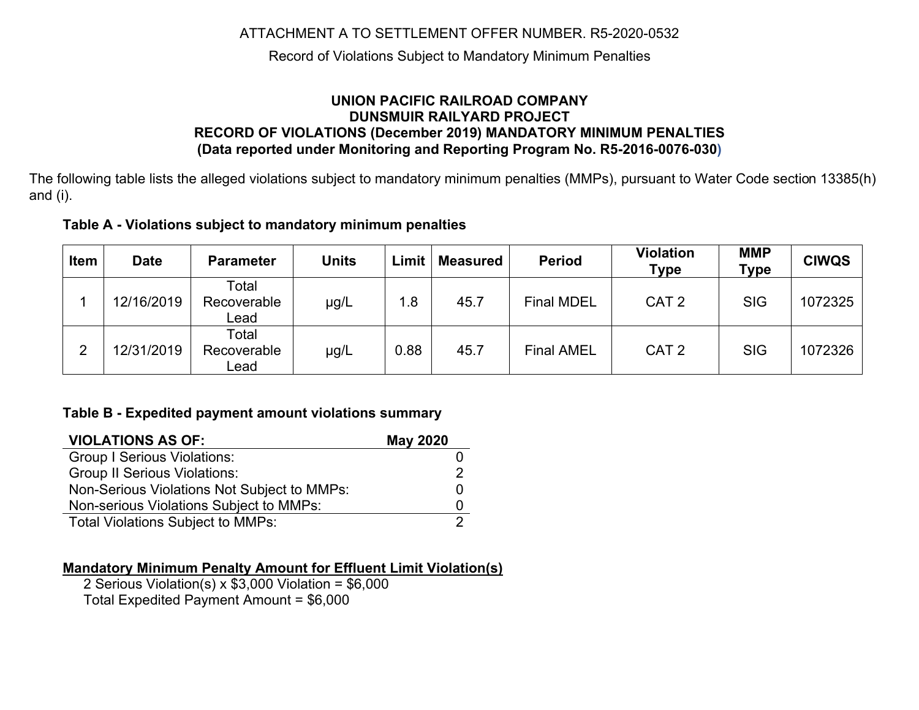ATTACHMENT A TO SETTLEMENT OFFER NUMBER. R5-2020-0532

Record of Violations Subject to Mandatory Minimum Penalties

**UNION PACIFIC RAILROAD COMPANY**
**DUNSMUIR RAILYARD PROJECT**
**RECORD OF VIOLATIONS (December 2019) MANDATORY MINIMUM PENALTIES**
**(Data reported under Monitoring and Reporting Program No. R5-2016-0076-030)**

The following table lists the alleged violations subject to mandatory minimum penalties (MMPs), pursuant to Water Code section 13385(h) and (i).

**Table A - Violations subject to mandatory minimum penalties**

| Item | Date | Parameter | Units | Limit | Measured | Period | Violation Type | MMP Type | CIWQS |
|---|---|---|---|---|---|---|---|---|---|
| 1 | 12/16/2019 | Total Recoverable Lead | µg/L | 1.8 | 45.7 | Final MDEL | CAT 2 | SIG | 1072325 |
| 2 | 12/31/2019 | Total Recoverable Lead | µg/L | 0.88 | 45.7 | Final AMEL | CAT 2 | SIG | 1072326 |

**Table B - Expedited payment amount violations summary**

| VIOLATIONS AS OF: | May 2020 |
|---|---|
| Group I Serious Violations: | 0 |
| Group II Serious Violations: | 2 |
| Non-Serious Violations Not Subject to MMPs: | 0 |
| Non-serious Violations Subject to MMPs: | 0 |
| Total Violations Subject to MMPs: | 2 |

**Mandatory Minimum Penalty Amount for Effluent Limit Violation(s)**

2 Serious Violation(s) x $3,000 Violation = $6,000
Total Expedited Payment Amount = $6,000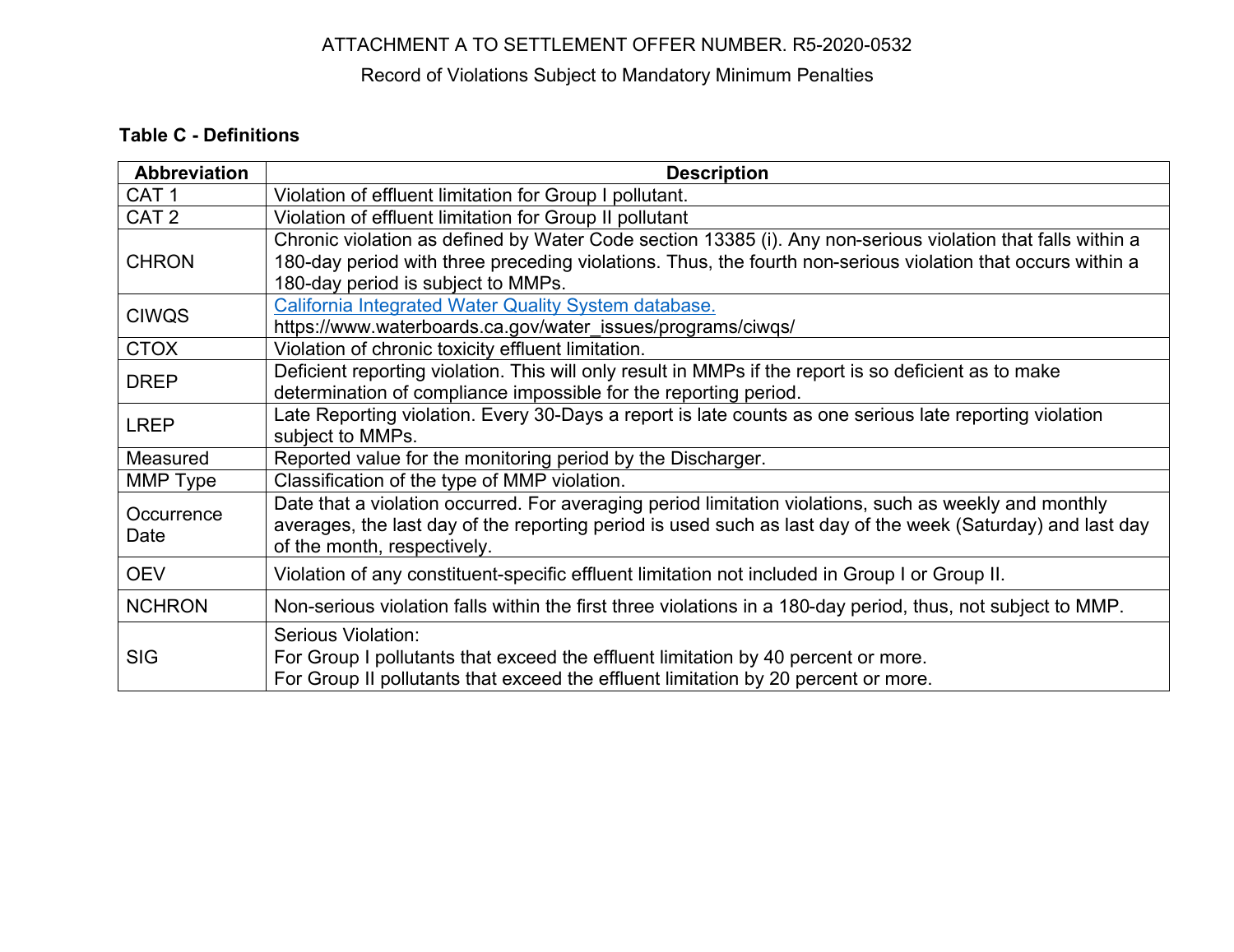ATTACHMENT A TO SETTLEMENT OFFER NUMBER. R5-2020-0532

Record of Violations Subject to Mandatory Minimum Penalties

**Table C - Definitions**

| Abbreviation | Description |
|---|---|
| CAT 1 | Violation of effluent limitation for Group I pollutant. |
| CAT 2 | Violation of effluent limitation for Group II pollutant |
| CHRON | Chronic violation as defined by Water Code section 13385 (i). Any non-serious violation that falls within a 180-day period with three preceding violations. Thus, the fourth non-serious violation that occurs within a 180-day period is subject to MMPs. |
| CIWQS | California Integrated Water Quality System database. https://www.waterboards.ca.gov/water_issues/programs/ciwqs/ |
| CTOX | Violation of chronic toxicity effluent limitation. |
| DREP | Deficient reporting violation. This will only result in MMPs if the report is so deficient as to make determination of compliance impossible for the reporting period. |
| LREP | Late Reporting violation. Every 30-Days a report is late counts as one serious late reporting violation subject to MMPs. |
| Measured | Reported value for the monitoring period by the Discharger. |
| MMP Type | Classification of the type of MMP violation. |
| Occurrence Date | Date that a violation occurred. For averaging period limitation violations, such as weekly and monthly averages, the last day of the reporting period is used such as last day of the week (Saturday) and last day of the month, respectively. |
| OEV | Violation of any constituent-specific effluent limitation not included in Group I or Group II. |
| NCHRON | Non-serious violation falls within the first three violations in a 180-day period, thus, not subject to MMP. |
| SIG | Serious Violation: For Group I pollutants that exceed the effluent limitation by 40 percent or more. For Group II pollutants that exceed the effluent limitation by 20 percent or more. |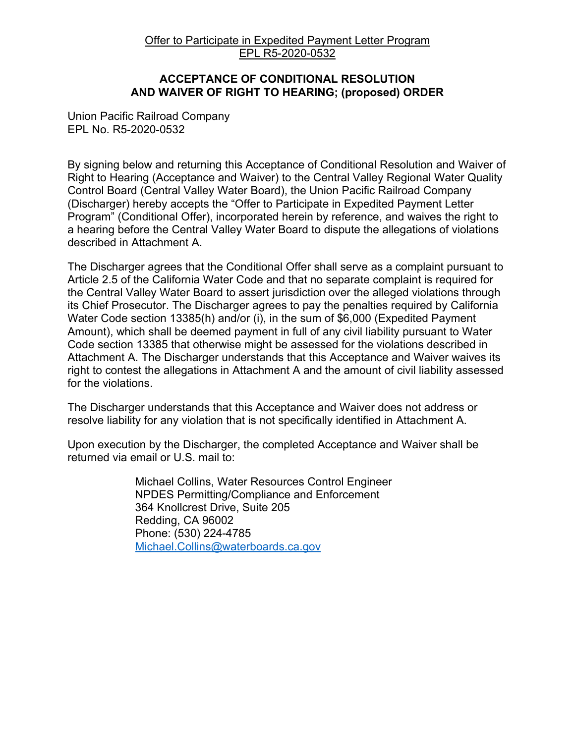Offer to Participate in Expedited Payment Letter Program
EPL R5-2020-0532

## ACCEPTANCE OF CONDITIONAL RESOLUTION AND WAIVER OF RIGHT TO HEARING; (proposed) ORDER

Union Pacific Railroad Company
EPL No. R5-2020-0532

By signing below and returning this Acceptance of Conditional Resolution and Waiver of Right to Hearing (Acceptance and Waiver) to the Central Valley Regional Water Quality Control Board (Central Valley Water Board), the Union Pacific Railroad Company (Discharger) hereby accepts the "Offer to Participate in Expedited Payment Letter Program" (Conditional Offer), incorporated herein by reference, and waives the right to a hearing before the Central Valley Water Board to dispute the allegations of violations described in Attachment A.

The Discharger agrees that the Conditional Offer shall serve as a complaint pursuant to Article 2.5 of the California Water Code and that no separate complaint is required for the Central Valley Water Board to assert jurisdiction over the alleged violations through its Chief Prosecutor. The Discharger agrees to pay the penalties required by California Water Code section 13385(h) and/or (i), in the sum of $6,000 (Expedited Payment Amount), which shall be deemed payment in full of any civil liability pursuant to Water Code section 13385 that otherwise might be assessed for the violations described in Attachment A. The Discharger understands that this Acceptance and Waiver waives its right to contest the allegations in Attachment A and the amount of civil liability assessed for the violations.

The Discharger understands that this Acceptance and Waiver does not address or resolve liability for any violation that is not specifically identified in Attachment A.

Upon execution by the Discharger, the completed Acceptance and Waiver shall be returned via email or U.S. mail to:

Michael Collins, Water Resources Control Engineer
NPDES Permitting/Compliance and Enforcement
364 Knollcrest Drive, Suite 205
Redding, CA 96002
Phone: (530) 224-4785
Michael.Collins@waterboards.ca.gov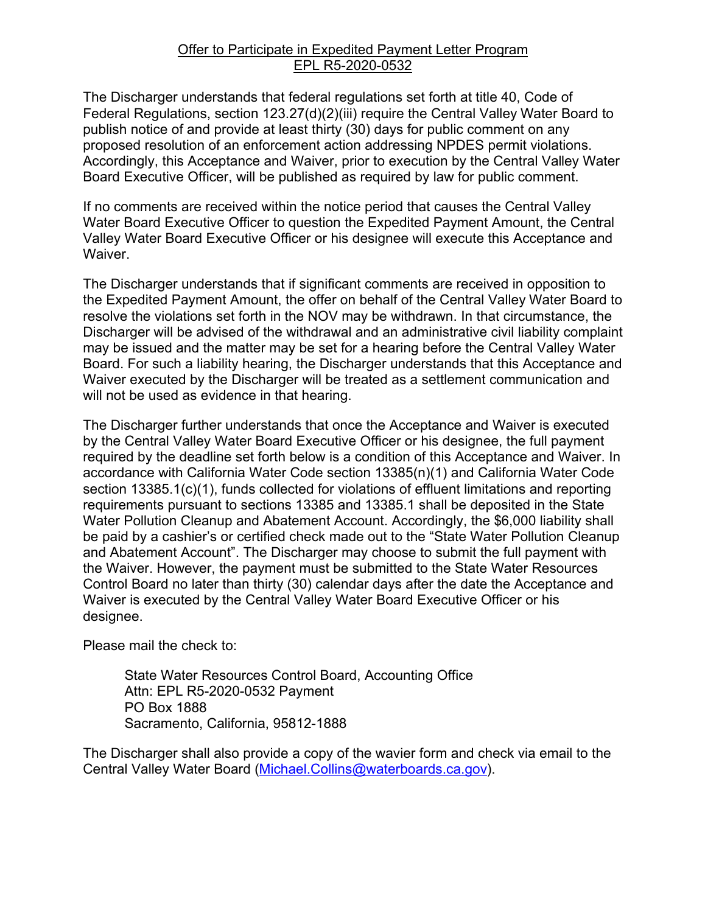Offer to Participate in Expedited Payment Letter Program
EPL R5-2020-0532

The Discharger understands that federal regulations set forth at title 40, Code of Federal Regulations, section 123.27(d)(2)(iii) require the Central Valley Water Board to publish notice of and provide at least thirty (30) days for public comment on any proposed resolution of an enforcement action addressing NPDES permit violations. Accordingly, this Acceptance and Waiver, prior to execution by the Central Valley Water Board Executive Officer, will be published as required by law for public comment.

If no comments are received within the notice period that causes the Central Valley Water Board Executive Officer to question the Expedited Payment Amount, the Central Valley Water Board Executive Officer or his designee will execute this Acceptance and Waiver.

The Discharger understands that if significant comments are received in opposition to the Expedited Payment Amount, the offer on behalf of the Central Valley Water Board to resolve the violations set forth in the NOV may be withdrawn. In that circumstance, the Discharger will be advised of the withdrawal and an administrative civil liability complaint may be issued and the matter may be set for a hearing before the Central Valley Water Board. For such a liability hearing, the Discharger understands that this Acceptance and Waiver executed by the Discharger will be treated as a settlement communication and will not be used as evidence in that hearing.

The Discharger further understands that once the Acceptance and Waiver is executed by the Central Valley Water Board Executive Officer or his designee, the full payment required by the deadline set forth below is a condition of this Acceptance and Waiver. In accordance with California Water Code section 13385(n)(1) and California Water Code section 13385.1(c)(1), funds collected for violations of effluent limitations and reporting requirements pursuant to sections 13385 and 13385.1 shall be deposited in the State Water Pollution Cleanup and Abatement Account. Accordingly, the $6,000 liability shall be paid by a cashier's or certified check made out to the "State Water Pollution Cleanup and Abatement Account". The Discharger may choose to submit the full payment with the Waiver. However, the payment must be submitted to the State Water Resources Control Board no later than thirty (30) calendar days after the date the Acceptance and Waiver is executed by the Central Valley Water Board Executive Officer or his designee.

Please mail the check to:

State Water Resources Control Board, Accounting Office
Attn: EPL R5-2020-0532 Payment
PO Box 1888
Sacramento, California, 95812-1888

The Discharger shall also provide a copy of the wavier form and check via email to the Central Valley Water Board (Michael.Collins@waterboards.ca.gov).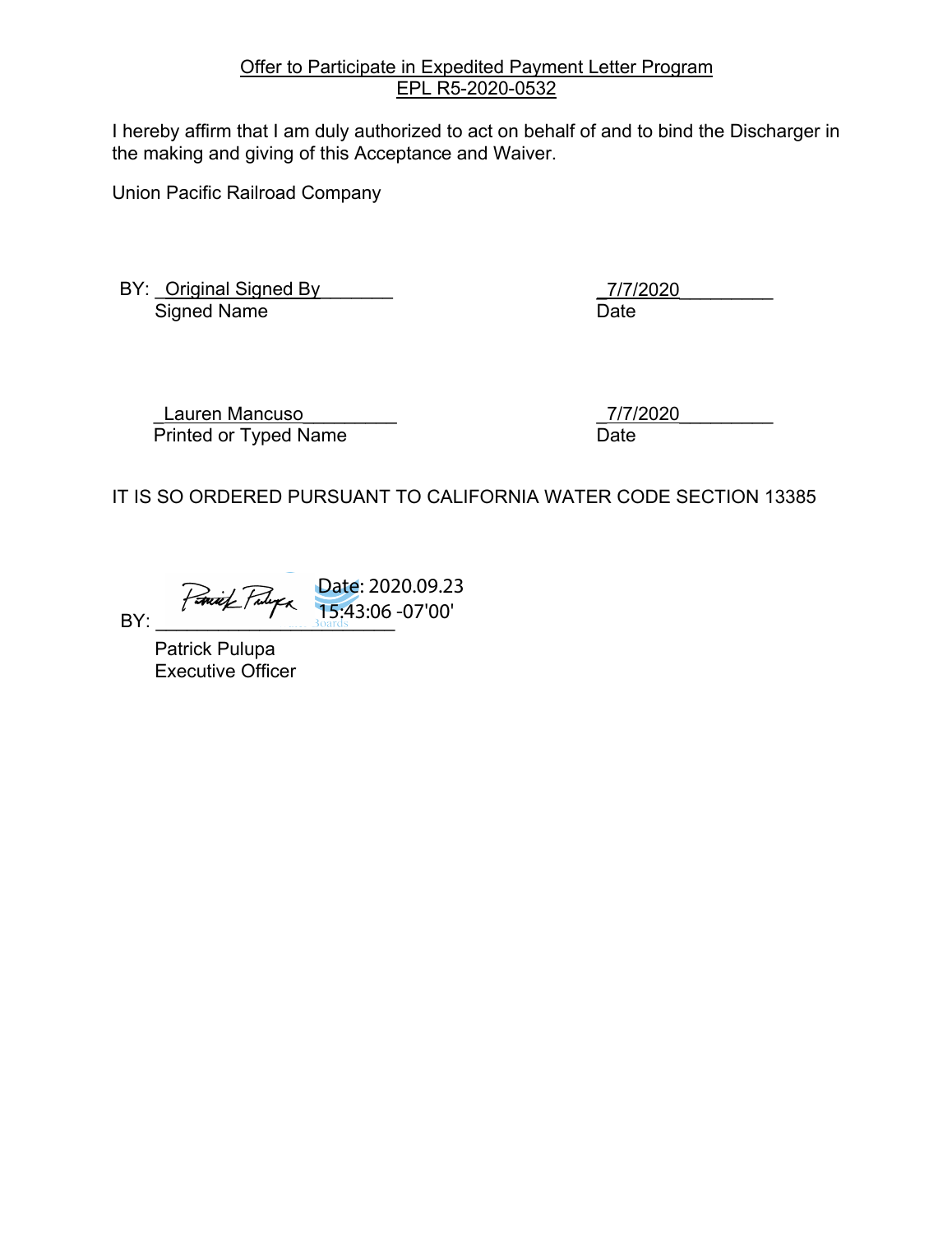Offer to Participate in Expedited Payment Letter Program
EPL R5-2020-0532

I hereby affirm that I am duly authorized to act on behalf of and to bind the Discharger in the making and giving of this Acceptance and Waiver.

Union Pacific Railroad Company

BY: _Original Signed By_______ _7/7/2020_________
Signed Name Date

_Lauren Mancuso_________ _7/7/2020_________
Printed or Typed Name Date

IT IS SO ORDERED PURSUANT TO CALIFORNIA WATER CODE SECTION 13385

BY: ________________________ Date: 2020.09.23 15:43:06 -07'00'

Patrick Pulupa
Executive Officer